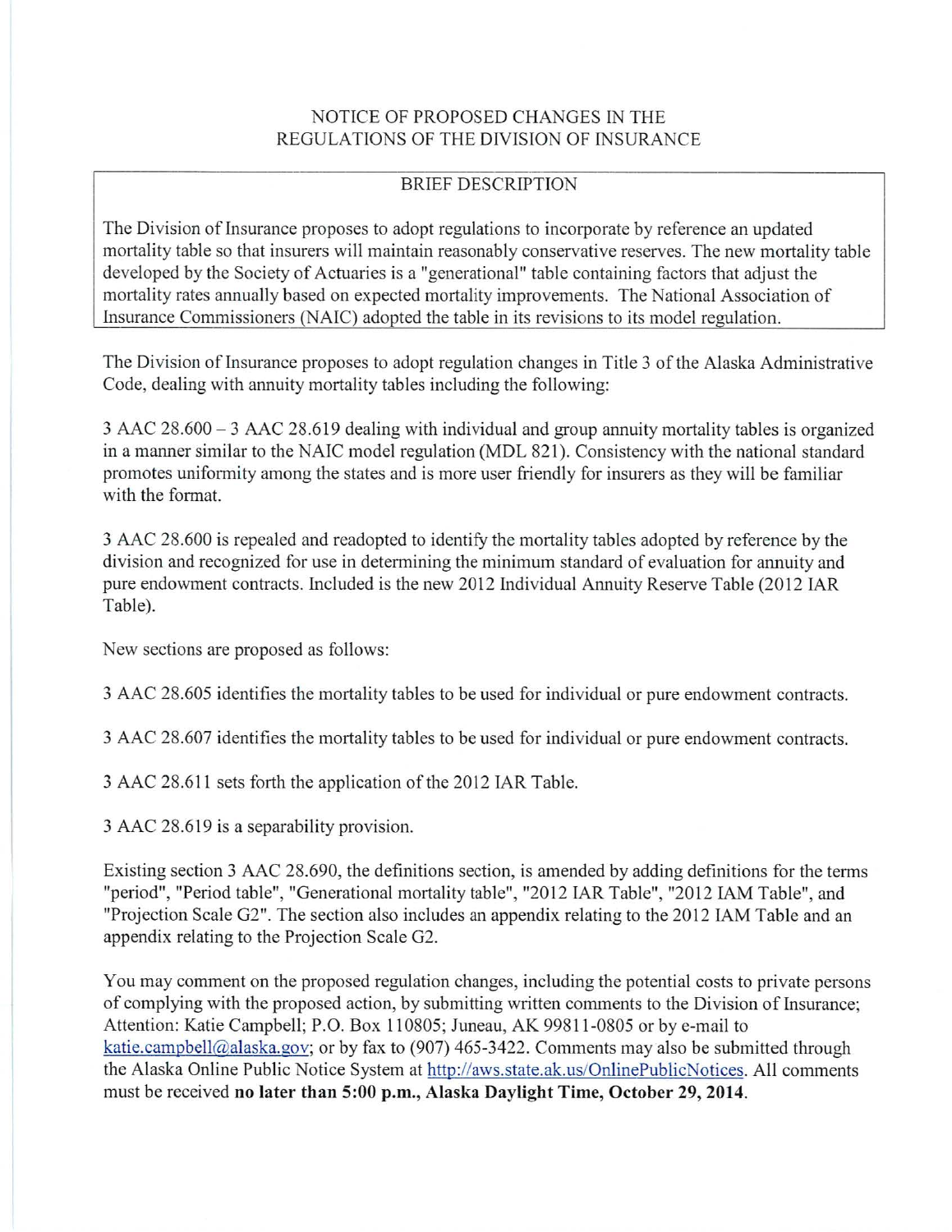# NOTICE OF PROPOSED CHANGES IN THE REGULATIONS OF THE DIVISION OF INSURANCE

## BRIEF DESCRIPTION

The Division of Insurance proposes to adopt regulations to incorporate by reference an updated mortality table so that insurers will maintain reasonably conservative reserves. The new mortality table developed by the Society of Actuaries is a "generational" table containing factors that adjust the mortality rates annually based on expected mortality improvements. The National Association of Insurance Commissioners (NAIC) adopted the table in its revisions to its model regulation.

The Division of Insurance proposes to adopt regulation changes in Title 3 of the Alaska Administrative Code, dealing with annuity mortality tables including the following:

3 AAC 28.600 – 3 AAC 28.619 dealing with individual and group annuity mortality tables is organized in a manner similar to the NAIC model regulation (MDL 821). Consistency with the national standard promotes uniformity among the states and is more user friendly for insurers as they will be familiar with the format.

3 AAC 28.600 is repealed and readopted to identify the mortality tables adopted by reference by the division and recognized for use in determining the minimum standard of evaluation for annuity and pure endowment contracts. Included is the new 2012 Individual Annuity Reserve Table (2012 IAR Table).

New sections are proposed as follows:

3 AAC 28.605 identifies the mortality tables to be used for individual or pure endowment contracts.

3 AAC 28.607 identifies the mortality tables to be used for individual or pure endowment contracts.

3 AAC 28.611 sets forth the application of the 2012 IAR Table.

3 AAC 28.619 is a separability provision.

Existing section 3 AAC 28.690, the definitions section, is amended by adding definitions for the terms "period", "Period table", "Generational mortality table", "2012 IAR Table", "2012 IAM Table", and "Projection Scale G2". The section also includes an appendix relating to the 2012 IAM Table and an appendix relating to the Projection Scale G2.

You may comment on the proposed regulation changes, including the potential costs to private persons of complying with the proposed action, by submitting written comments to the Division of Insurance; Attention: Katie Campbell; P.O. Box 110805; Juneau, AK 99811-0805 or by e-mail to katie.campbell@alaska.gov; or by fax to (907) 465-3422. Comments may also be submitted through the Alaska Online Public Notice System at http://aws.state.ak.us/OnlinePublicNotices. All comments must be received **no later than 5:00 p.m., Alaska Daylight Time, October 29, 2014**.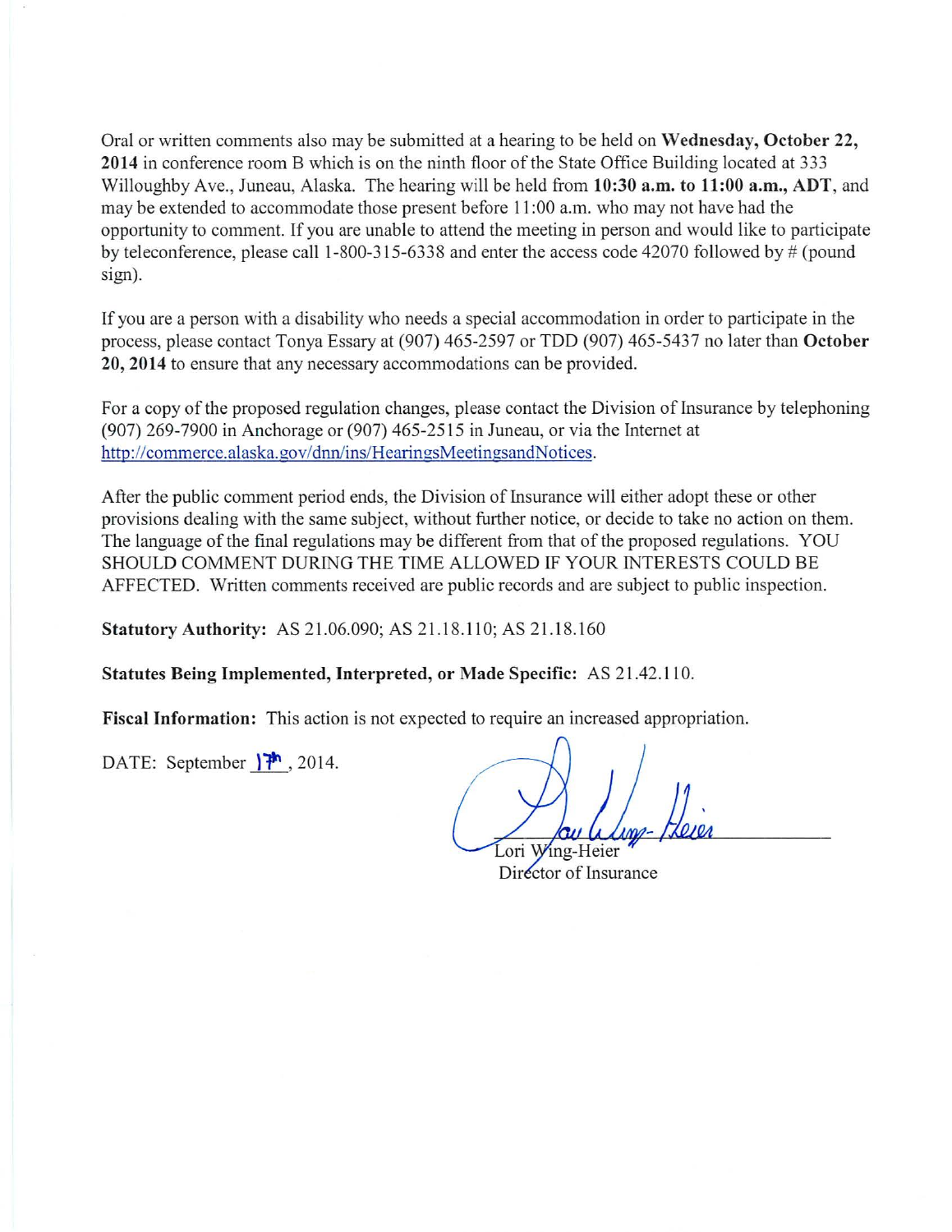Oral or written comments also may be submitted at a hearing to be held on **Wednesday, October 22, 2014** in conference room B which is on the ninth floor of the State Office Building located at 333 Willoughby Ave., Juneau, Alaska. The hearing will be held from **10:30 a.m. to 11:00 a.m., ADT**, and may be extended to accommodate those present before 11:00 a.m. who may not have had the opportunity to comment. If you are unable to attend the meeting in person and would like to participate by teleconference, please call 1-800-315-6338 and enter the access code 42070 followed by # (pound sign).

If you are a person with a disability who needs a special accommodation in order to participate in the process, please contact Tonya Essary at (907) 465-2597 or TDD (907) 465-5437 no later than **October 20, 2014** to ensure that any necessary accommodations can be provided.

For a copy of the proposed regulation changes, please contact the Division of Insurance by telephoning (907) 269-7900 in Anchorage or (907) 465-2515 in Juneau, or via the Internet at http://commerce.alaska.gov/dnn/ins/HearingsMeetingsandNotices.

After the public comment period ends, the Division of Insurance will either adopt these or other provisions dealing with the same subject, without further notice, or decide to take no action on them. The language of the final regulations may be different from that of the proposed regulations. YOU SHOULD COMMENT DURING THE TIME ALLOWED IF YOUR INTERESTS COULD BE AFFECTED. Written comments received are public records and are subject to public inspection.

**Statutory Authority:** AS 21.06.090; AS 21.18.110; AS 21.18.160

**Statutes Being Implemented, Interpreted, or Made Specific:** AS 21.42.110.

**Fiscal Information:** This action is not expected to require an increased appropriation.

DATE: September 17th, 2014.

Lori Wing-Heier
Director of Insurance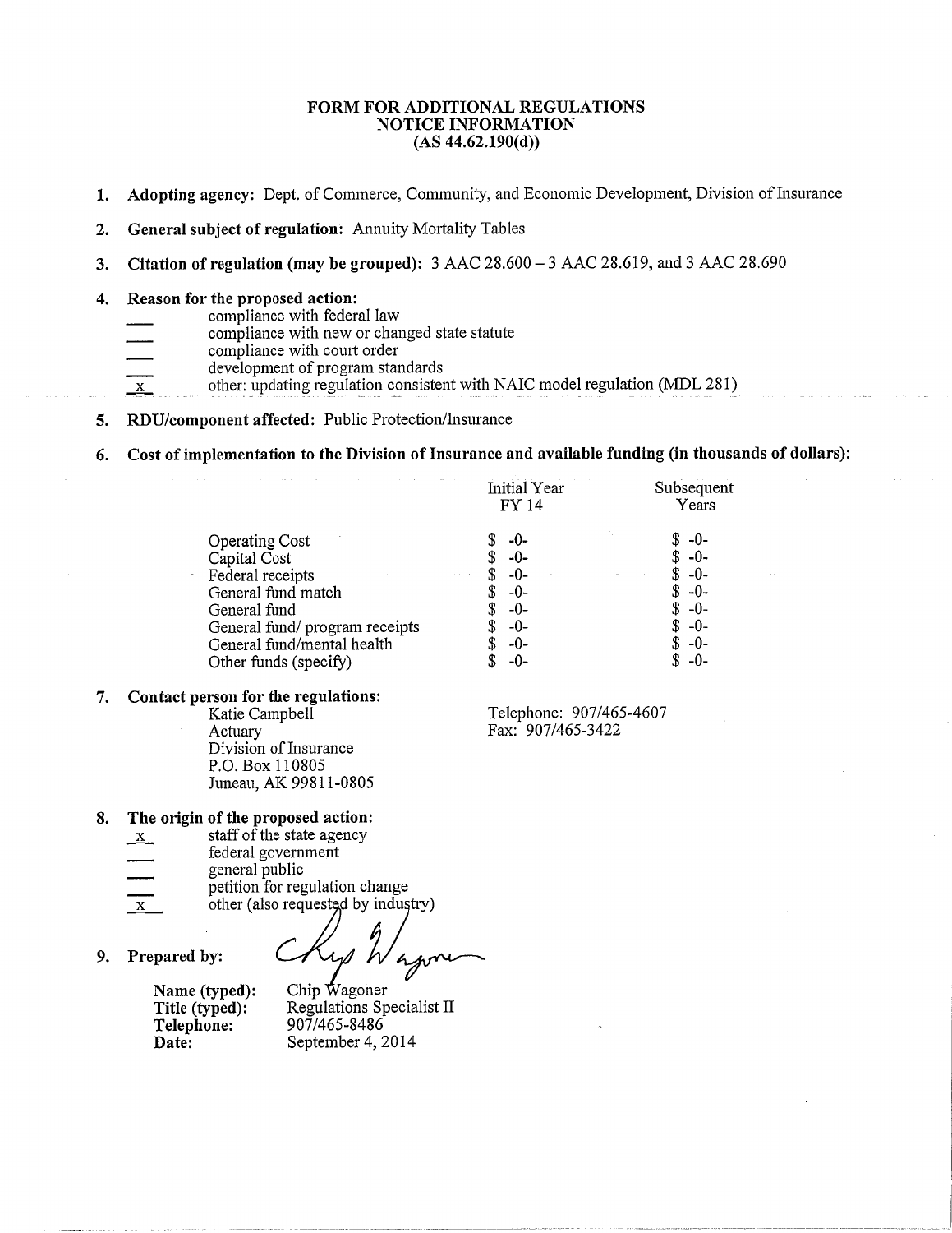**FORM FOR ADDITIONAL REGULATIONS**
**NOTICE INFORMATION**
**(AS 44.62.190(d))**

1. **Adopting agency:** Dept. of Commerce, Community, and Economic Development, Division of Insurance

2. **General subject of regulation:** Annuity Mortality Tables

3. **Citation of regulation (may be grouped):** 3 AAC 28.600 – 3 AAC 28.619, and 3 AAC 28.690

4. **Reason for the proposed action:**
   - ___ compliance with federal law
   - ___ compliance with new or changed state statute
   - ___ compliance with court order
   - ___ development of program standards
   - _x_ other: updating regulation consistent with NAIC model regulation (MDL 281)

5. **RDU/component affected:** Public Protection/Insurance

6. **Cost of implementation to the Division of Insurance and available funding (in thousands of dollars):**

| | Initial Year FY 14 | Subsequent Years |
|---|---|---|
| Operating Cost | $ -0- | $ -0- |
| Capital Cost | $ -0- | $ -0- |
| Federal receipts | $ -0- | $ -0- |
| General fund match | $ -0- | $ -0- |
| General fund | $ -0- | $ -0- |
| General fund/ program receipts | $ -0- | $ -0- |
| General fund/mental health | $ -0- | $ -0- |
| Other funds (specify) | $ -0- | $ -0- |

7. **Contact person for the regulations:**

   Katie Campbell
   Actuary
   Division of Insurance
   P.O. Box 110805
   Juneau, AK 99811-0805

   Telephone: 907/465-4607
   Fax: 907/465-3422

8. **The origin of the proposed action:**
   - _x_ staff of the state agency
   - ___ federal government
   - ___ general public
   - ___ petition for regulation change
   - _x_ other (also requested by industry)

9. **Prepared by:**

   **Name (typed):** Chip Wagoner
   **Title (typed):** Regulations Specialist II
   **Telephone:** 907/465-8486
   **Date:** September 4, 2014